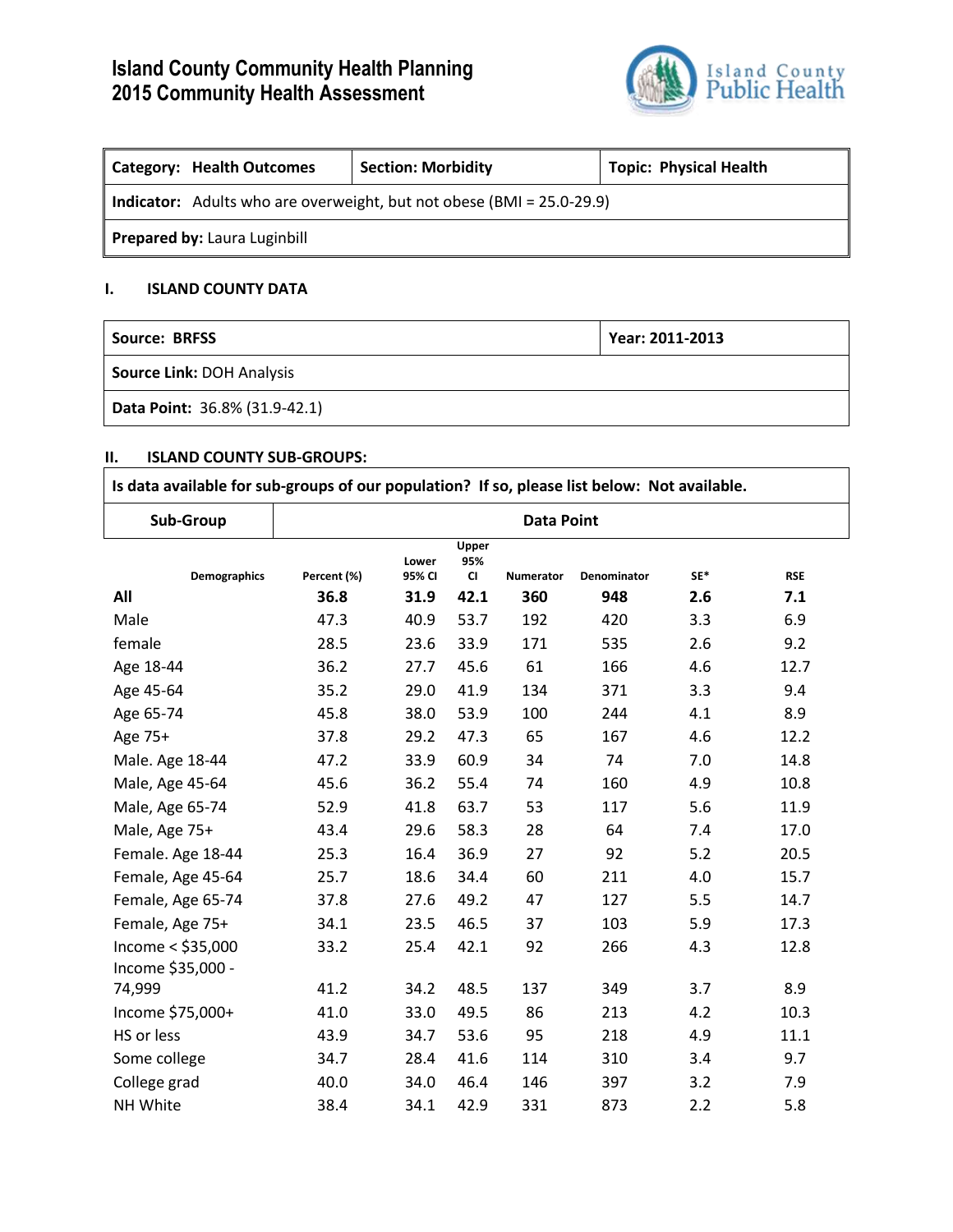# Island County Community Health Planning
# 2015 Community Health Assessment

| **Category: Health Outcomes** | **Section: Morbidity** | **Topic: Physical Health** |
|---|---|---|
| **Indicator:** Adults who are overweight, but not obese (BMI = 25.0-29.9) | | |
| **Prepared by:** Laura Luginbill | | |

## I. ISLAND COUNTY DATA

| **Source: BRFSS** | **Year: 2011-2013** |
|---|---|
| **Source Link:** DOH Analysis | |
| **Data Point:** 36.8% (31.9-42.1) | |

## II. ISLAND COUNTY SUB-GROUPS:

**Is data available for sub-groups of our population? If so, please list below: Not available.**

| Sub-Group | Data Point |
|---|---|

| Demographics | Percent (%) | Lower 95% CI | Upper 95% CI | Numerator | Denominator | SE* | RSE |
|---|---|---|---|---|---|---|---|
| **All** | **36.8** | **31.9** | **42.1** | **360** | **948** | **2.6** | **7.1** |
| Male | 47.3 | 40.9 | 53.7 | 192 | 420 | 3.3 | 6.9 |
| female | 28.5 | 23.6 | 33.9 | 171 | 535 | 2.6 | 9.2 |
| Age 18-44 | 36.2 | 27.7 | 45.6 | 61 | 166 | 4.6 | 12.7 |
| Age 45-64 | 35.2 | 29.0 | 41.9 | 134 | 371 | 3.3 | 9.4 |
| Age 65-74 | 45.8 | 38.0 | 53.9 | 100 | 244 | 4.1 | 8.9 |
| Age 75+ | 37.8 | 29.2 | 47.3 | 65 | 167 | 4.6 | 12.2 |
| Male. Age 18-44 | 47.2 | 33.9 | 60.9 | 34 | 74 | 7.0 | 14.8 |
| Male, Age 45-64 | 45.6 | 36.2 | 55.4 | 74 | 160 | 4.9 | 10.8 |
| Male, Age 65-74 | 52.9 | 41.8 | 63.7 | 53 | 117 | 5.6 | 11.9 |
| Male, Age 75+ | 43.4 | 29.6 | 58.3 | 28 | 64 | 7.4 | 17.0 |
| Female. Age 18-44 | 25.3 | 16.4 | 36.9 | 27 | 92 | 5.2 | 20.5 |
| Female, Age 45-64 | 25.7 | 18.6 | 34.4 | 60 | 211 | 4.0 | 15.7 |
| Female, Age 65-74 | 37.8 | 27.6 | 49.2 | 47 | 127 | 5.5 | 14.7 |
| Female, Age 75+ | 34.1 | 23.5 | 46.5 | 37 | 103 | 5.9 | 17.3 |
| Income < $35,000 | 33.2 | 25.4 | 42.1 | 92 | 266 | 4.3 | 12.8 |
| Income $35,000 - 74,999 | 41.2 | 34.2 | 48.5 | 137 | 349 | 3.7 | 8.9 |
| Income $75,000+ | 41.0 | 33.0 | 49.5 | 86 | 213 | 4.2 | 10.3 |
| HS or less | 43.9 | 34.7 | 53.6 | 95 | 218 | 4.9 | 11.1 |
| Some college | 34.7 | 28.4 | 41.6 | 114 | 310 | 3.4 | 9.7 |
| College grad | 40.0 | 34.0 | 46.4 | 146 | 397 | 3.2 | 7.9 |
| NH White | 38.4 | 34.1 | 42.9 | 331 | 873 | 2.2 | 5.8 |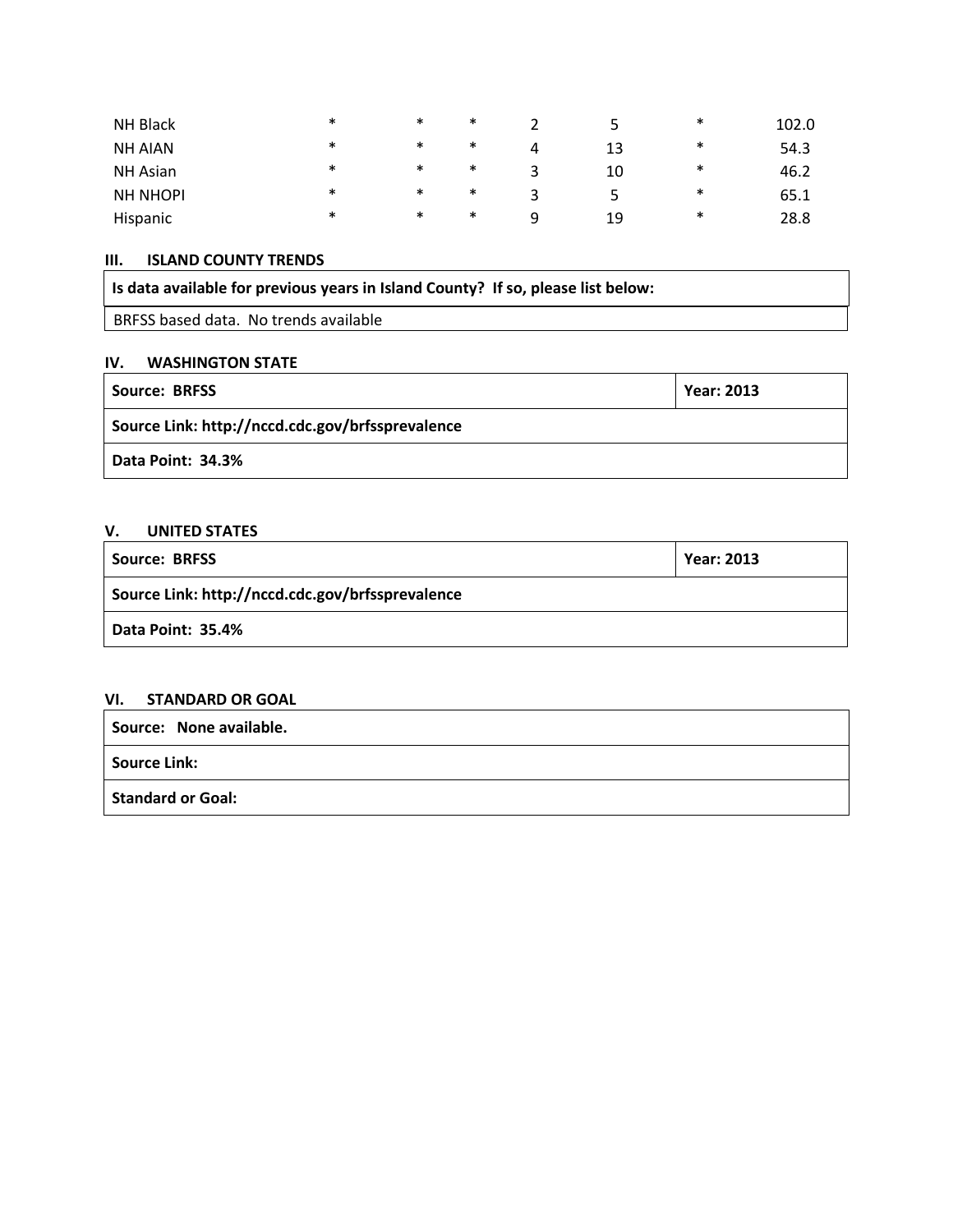| | | | | | | | |
|---|---|---|---|---|---|---|---|
| NH Black | * | * | * | 2 | 5 | * | 102.0 |
| NH AIAN | * | * | * | 4 | 13 | * | 54.3 |
| NH Asian | * | * | * | 3 | 10 | * | 46.2 |
| NH NHOPI | * | * | * | 3 | 5 | * | 65.1 |
| Hispanic | * | * | * | 9 | 19 | * | 28.8 |

### III. ISLAND COUNTY TRENDS

| **Is data available for previous years in Island County? If so, please list below:** |
|---|
| BRFSS based data. No trends available |

### IV. WASHINGTON STATE

| **Source: BRFSS** | **Year: 2013** |
|---|---|
| **Source Link: http://nccd.cdc.gov/brfssprevalence** | |
| **Data Point: 34.3%** | |

### V. UNITED STATES

| **Source: BRFSS** | **Year: 2013** |
|---|---|
| **Source Link: http://nccd.cdc.gov/brfssprevalence** | |
| **Data Point: 35.4%** | |

### VI. STANDARD OR GOAL

| **Source: None available.** |
|---|
| **Source Link:** |
| **Standard or Goal:** |